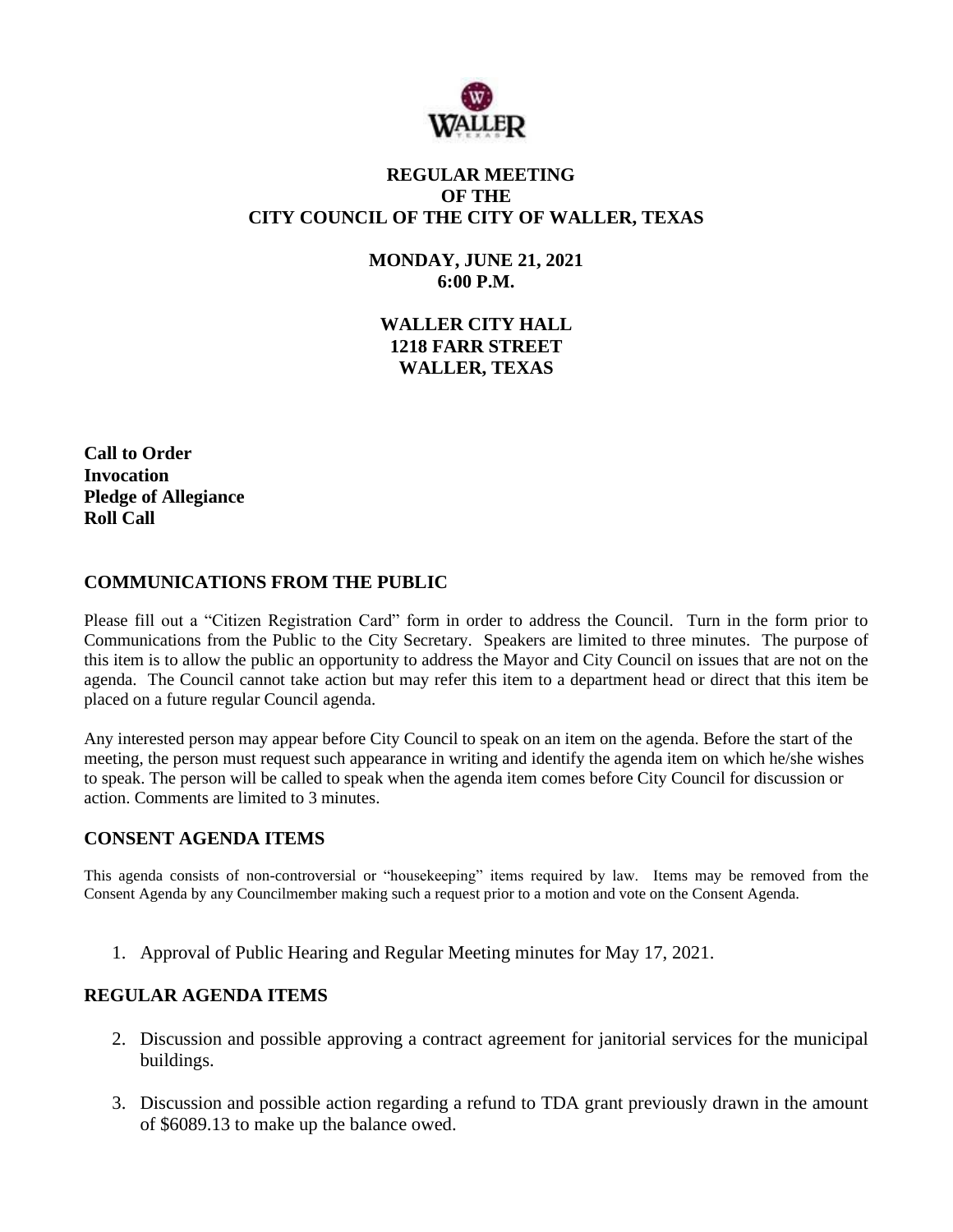**REGULAR MEETING**
**OF THE**
**CITY COUNCIL OF THE CITY OF WALLER, TEXAS**

**MONDAY, JUNE 21, 2021**
**6:00 P.M.**

**WALLER CITY HALL**
**1218 FARR STREET**
**WALLER, TEXAS**

**Call to Order**
**Invocation**
**Pledge of Allegiance**
**Roll Call**

## COMMUNICATIONS FROM THE PUBLIC

Please fill out a "Citizen Registration Card" form in order to address the Council. Turn in the form prior to Communications from the Public to the City Secretary. Speakers are limited to three minutes. The purpose of this item is to allow the public an opportunity to address the Mayor and City Council on issues that are not on the agenda. The Council cannot take action but may refer this item to a department head or direct that this item be placed on a future regular Council agenda.

Any interested person may appear before City Council to speak on an item on the agenda. Before the start of the meeting, the person must request such appearance in writing and identify the agenda item on which he/she wishes to speak. The person will be called to speak when the agenda item comes before City Council for discussion or action. Comments are limited to 3 minutes.

## CONSENT AGENDA ITEMS

This agenda consists of non-controversial or "housekeeping" items required by law. Items may be removed from the Consent Agenda by any Councilmember making such a request prior to a motion and vote on the Consent Agenda.

1. Approval of Public Hearing and Regular Meeting minutes for May 17, 2021.

## REGULAR AGENDA ITEMS

2. Discussion and possible approving a contract agreement for janitorial services for the municipal buildings.

3. Discussion and possible action regarding a refund to TDA grant previously drawn in the amount of $6089.13 to make up the balance owed.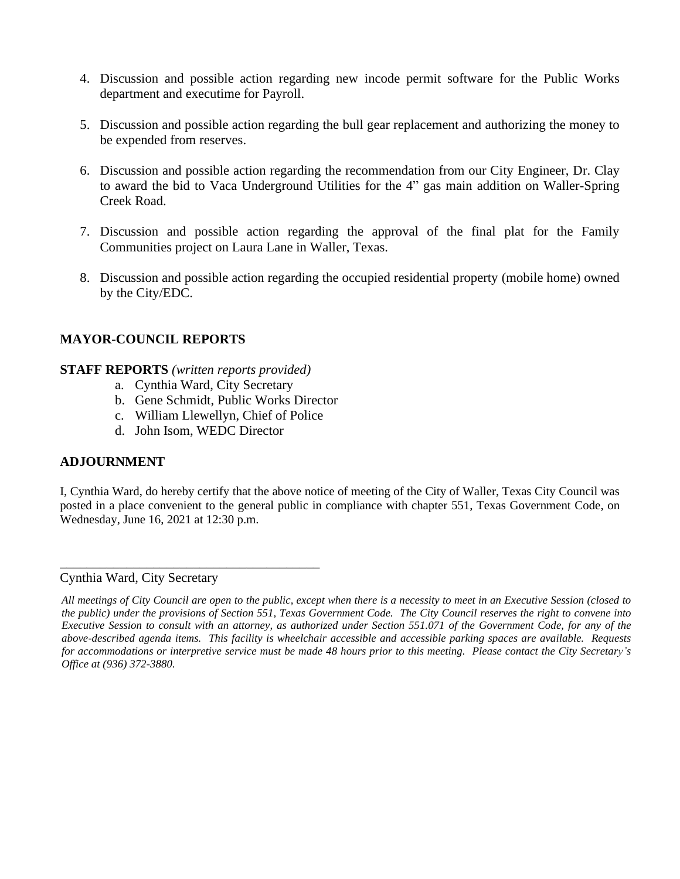4. Discussion and possible action regarding new incode permit software for the Public Works department and executime for Payroll.

5. Discussion and possible action regarding the bull gear replacement and authorizing the money to be expended from reserves.

6. Discussion and possible action regarding the recommendation from our City Engineer, Dr. Clay to award the bid to Vaca Underground Utilities for the 4" gas main addition on Waller-Spring Creek Road.

7. Discussion and possible action regarding the approval of the final plat for the Family Communities project on Laura Lane in Waller, Texas.

8. Discussion and possible action regarding the occupied residential property (mobile home) owned by the City/EDC.

**MAYOR-COUNCIL REPORTS**

**STAFF REPORTS** *(written reports provided)*

a. Cynthia Ward, City Secretary
b. Gene Schmidt, Public Works Director
c. William Llewellyn, Chief of Police
d. John Isom, WEDC Director

**ADJOURNMENT**

I, Cynthia Ward, do hereby certify that the above notice of meeting of the City of Waller, Texas City Council was posted in a place convenient to the general public in compliance with chapter 551, Texas Government Code, on Wednesday, June 16, 2021 at 12:30 p.m.

\_\_\_\_\_\_\_\_\_\_\_\_\_\_\_\_\_\_\_\_\_\_\_\_\_\_\_\_\_\_\_\_\_\_\_\_\_\_\_\_

Cynthia Ward, City Secretary

*All meetings of City Council are open to the public, except when there is a necessity to meet in an Executive Session (closed to the public) under the provisions of Section 551, Texas Government Code. The City Council reserves the right to convene into Executive Session to consult with an attorney, as authorized under Section 551.071 of the Government Code, for any of the above-described agenda items. This facility is wheelchair accessible and accessible parking spaces are available. Requests for accommodations or interpretive service must be made 48 hours prior to this meeting. Please contact the City Secretary's Office at (936) 372-3880.*